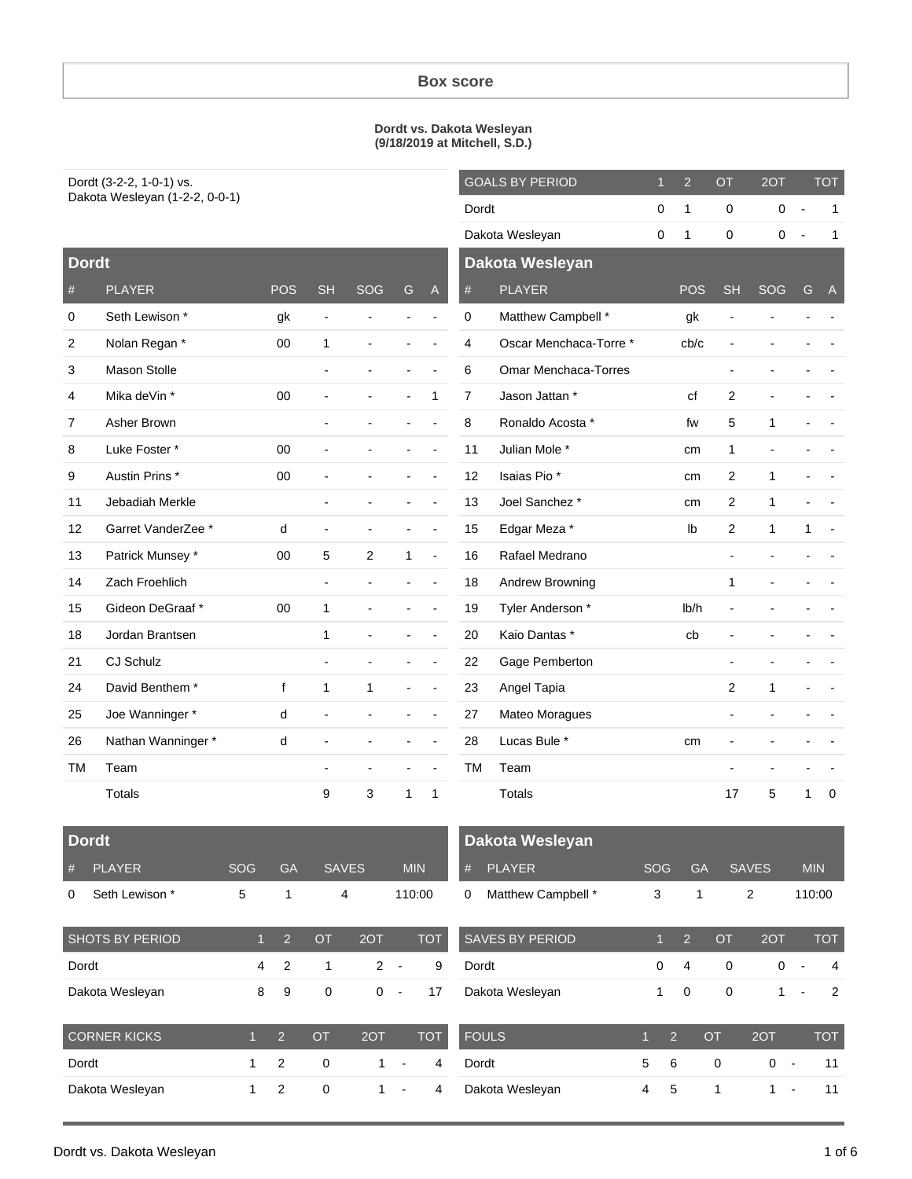# Box score

**Dordt vs. Dakota Wesleyan**
**(9/18/2019 at Mitchell, S.D.)**

Dordt (3-2-2, 1-0-1) vs.
Dakota Wesleyan (1-2-2, 0-0-1)

| GOALS BY PERIOD | 1 | 2 | OT | 2OT | | TOT |
|---|---|---|---|---|---|---|
| Dordt | 0 | 1 | 0 | 0 | - | 1 |
| Dakota Wesleyan | 0 | 1 | 0 | 0 | - | 1 |

## Dordt

| # | PLAYER | POS | SH | SOG | G | A |
|---|---|---|---|---|---|---|
| 0 | Seth Lewison * | gk | - | - | - | - |
| 2 | Nolan Regan * | 00 | 1 | - | - | - |
| 3 | Mason Stolle | | - | - | - | - |
| 4 | Mika deVin * | 00 | - | - | - | 1 |
| 7 | Asher Brown | | - | - | - | - |
| 8 | Luke Foster * | 00 | - | - | - | - |
| 9 | Austin Prins * | 00 | - | - | - | - |
| 11 | Jebadiah Merkle | | - | - | - | - |
| 12 | Garret VanderZee * | d | - | - | - | - |
| 13 | Patrick Munsey * | 00 | 5 | 2 | 1 | - |
| 14 | Zach Froehlich | | - | - | - | - |
| 15 | Gideon DeGraaf * | 00 | 1 | - | - | - |
| 18 | Jordan Brantsen | | 1 | - | - | - |
| 21 | CJ Schulz | | - | - | - | - |
| 24 | David Benthem * | f | 1 | 1 | - | - |
| 25 | Joe Wanninger * | d | - | - | - | - |
| 26 | Nathan Wanninger * | d | - | - | - | - |
| TM | Team | | - | - | - | - |
| | Totals | | 9 | 3 | 1 | 1 |

## Dakota Wesleyan

| # | PLAYER | POS | SH | SOG | G | A |
|---|---|---|---|---|---|---|
| 0 | Matthew Campbell * | gk | - | - | - | - |
| 4 | Oscar Menchaca-Torre * | cb/c | - | - | - | - |
| 6 | Omar Menchaca-Torres | | - | - | - | - |
| 7 | Jason Jattan * | cf | 2 | - | - | - |
| 8 | Ronaldo Acosta * | fw | 5 | 1 | - | - |
| 11 | Julian Mole * | cm | 1 | - | - | - |
| 12 | Isaias Pio * | cm | 2 | 1 | - | - |
| 13 | Joel Sanchez * | cm | 2 | 1 | - | - |
| 15 | Edgar Meza * | lb | 2 | 1 | 1 | - |
| 16 | Rafael Medrano | | - | - | - | - |
| 18 | Andrew Browning | | 1 | - | - | - |
| 19 | Tyler Anderson * | lb/h | - | - | - | - |
| 20 | Kaio Dantas * | cb | - | - | - | - |
| 22 | Gage Pemberton | | - | - | - | - |
| 23 | Angel Tapia | | 2 | 1 | - | - |
| 27 | Mateo Moragues | | - | - | - | - |
| 28 | Lucas Bule * | cm | - | - | - | - |
| TM | Team | | - | - | - | - |
| | Totals | | 17 | 5 | 1 | 0 |

## Dordt

| # | PLAYER | SOG | GA | SAVES | MIN |
|---|---|---|---|---|---|
| 0 | Seth Lewison * | 5 | 1 | 4 | 110:00 |

## Dakota Wesleyan

| # | PLAYER | SOG | GA | SAVES | MIN |
|---|---|---|---|---|---|
| 0 | Matthew Campbell * | 3 | 1 | 2 | 110:00 |

| SHOTS BY PERIOD | 1 | 2 | OT | 2OT | | TOT |
|---|---|---|---|---|---|---|
| Dordt | 4 | 2 | 1 | 2 | - | 9 |
| Dakota Wesleyan | 8 | 9 | 0 | 0 | - | 17 |

| SAVES BY PERIOD | 1 | 2 | OT | 2OT | | TOT |
|---|---|---|---|---|---|---|
| Dordt | 0 | 4 | 0 | 0 | - | 4 |
| Dakota Wesleyan | 1 | 0 | 0 | 1 | - | 2 |

| CORNER KICKS | 1 | 2 | OT | 2OT | | TOT |
|---|---|---|---|---|---|---|
| Dordt | 1 | 2 | 0 | 1 | - | 4 |
| Dakota Wesleyan | 1 | 2 | 0 | 1 | - | 4 |

| FOULS | 1 | 2 | OT | 2OT | | TOT |
|---|---|---|---|---|---|---|
| Dordt | 5 | 6 | 0 | 0 | - | 11 |
| Dakota Wesleyan | 4 | 5 | 1 | 1 | - | 11 |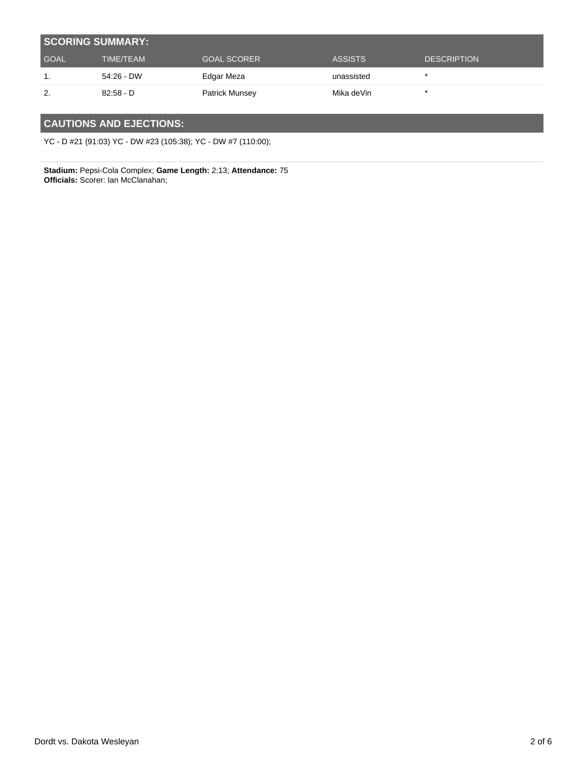## SCORING SUMMARY:

| GOAL | TIME/TEAM | GOAL SCORER | ASSISTS | DESCRIPTION |
| --- | --- | --- | --- | --- |
| 1. | 54:26 - DW | Edgar Meza | unassisted | * |
| 2. | 82:58 - D | Patrick Munsey | Mika deVin | * |

## CAUTIONS AND EJECTIONS:

YC - D #21 (91:03) YC - DW #23 (105:38); YC - DW #7 (110:00);

**Stadium:** Pepsi-Cola Complex; **Game Length:** 2:13; **Attendance:** 75
**Officials:** Scorer: Ian McClanahan;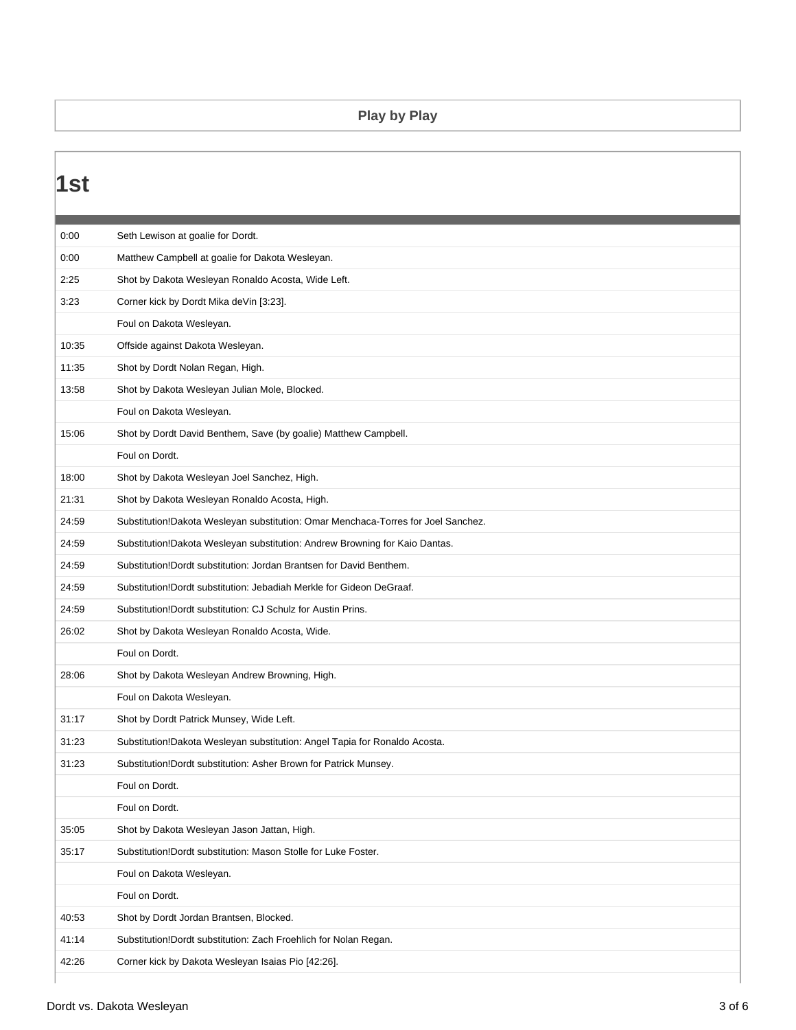## Play by Play

### 1st

| | |
|---|---|
| 0:00 | Seth Lewison at goalie for Dordt. |
| 0:00 | Matthew Campbell at goalie for Dakota Wesleyan. |
| 2:25 | Shot by Dakota Wesleyan Ronaldo Acosta, Wide Left. |
| 3:23 | Corner kick by Dordt Mika deVin [3:23]. |
| | Foul on Dakota Wesleyan. |
| 10:35 | Offside against Dakota Wesleyan. |
| 11:35 | Shot by Dordt Nolan Regan, High. |
| 13:58 | Shot by Dakota Wesleyan Julian Mole, Blocked. |
| | Foul on Dakota Wesleyan. |
| 15:06 | Shot by Dordt David Benthem, Save (by goalie) Matthew Campbell. |
| | Foul on Dordt. |
| 18:00 | Shot by Dakota Wesleyan Joel Sanchez, High. |
| 21:31 | Shot by Dakota Wesleyan Ronaldo Acosta, High. |
| 24:59 | Substitution!Dakota Wesleyan substitution: Omar Menchaca-Torres for Joel Sanchez. |
| 24:59 | Substitution!Dakota Wesleyan substitution: Andrew Browning for Kaio Dantas. |
| 24:59 | Substitution!Dordt substitution: Jordan Brantsen for David Benthem. |
| 24:59 | Substitution!Dordt substitution: Jebadiah Merkle for Gideon DeGraaf. |
| 24:59 | Substitution!Dordt substitution: CJ Schulz for Austin Prins. |
| 26:02 | Shot by Dakota Wesleyan Ronaldo Acosta, Wide. |
| | Foul on Dordt. |
| 28:06 | Shot by Dakota Wesleyan Andrew Browning, High. |
| | Foul on Dakota Wesleyan. |
| 31:17 | Shot by Dordt Patrick Munsey, Wide Left. |
| 31:23 | Substitution!Dakota Wesleyan substitution: Angel Tapia for Ronaldo Acosta. |
| 31:23 | Substitution!Dordt substitution: Asher Brown for Patrick Munsey. |
| | Foul on Dordt. |
| | Foul on Dordt. |
| 35:05 | Shot by Dakota Wesleyan Jason Jattan, High. |
| 35:17 | Substitution!Dordt substitution: Mason Stolle for Luke Foster. |
| | Foul on Dakota Wesleyan. |
| | Foul on Dordt. |
| 40:53 | Shot by Dordt Jordan Brantsen, Blocked. |
| 41:14 | Substitution!Dordt substitution: Zach Froehlich for Nolan Regan. |
| 42:26 | Corner kick by Dakota Wesleyan Isaias Pio [42:26]. |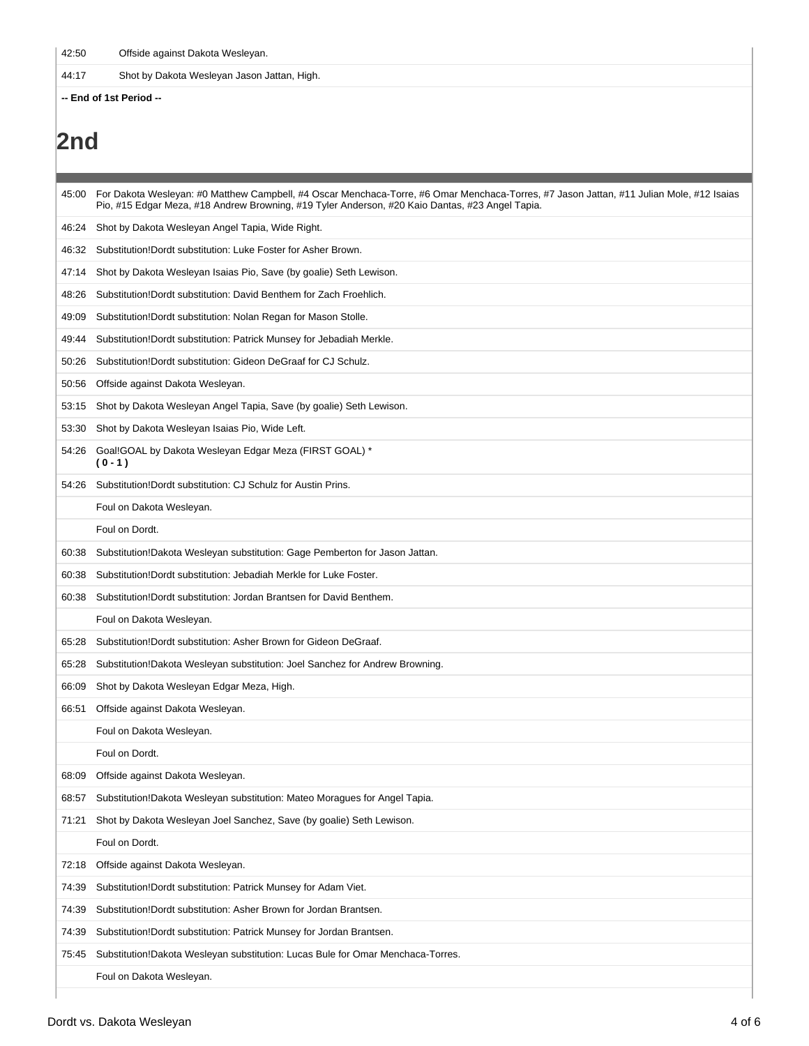| | |
|---|---|
| 42:50 | Offside against Dakota Wesleyan. |
| 44:17 | Shot by Dakota Wesleyan Jason Jattan, High. |

**-- End of 1st Period --**

# 2nd

| | |
|---|---|
| 45:00 | For Dakota Wesleyan: #0 Matthew Campbell, #4 Oscar Menchaca-Torre, #6 Omar Menchaca-Torres, #7 Jason Jattan, #11 Julian Mole, #12 Isaias Pio, #15 Edgar Meza, #18 Andrew Browning, #19 Tyler Anderson, #20 Kaio Dantas, #23 Angel Tapia. |
| 46:24 | Shot by Dakota Wesleyan Angel Tapia, Wide Right. |
| 46:32 | Substitution!Dordt substitution: Luke Foster for Asher Brown. |
| 47:14 | Shot by Dakota Wesleyan Isaias Pio, Save (by goalie) Seth Lewison. |
| 48:26 | Substitution!Dordt substitution: David Benthem for Zach Froehlich. |
| 49:09 | Substitution!Dordt substitution: Nolan Regan for Mason Stolle. |
| 49:44 | Substitution!Dordt substitution: Patrick Munsey for Jebadiah Merkle. |
| 50:26 | Substitution!Dordt substitution: Gideon DeGraaf for CJ Schulz. |
| 50:56 | Offside against Dakota Wesleyan. |
| 53:15 | Shot by Dakota Wesleyan Angel Tapia, Save (by goalie) Seth Lewison. |
| 53:30 | Shot by Dakota Wesleyan Isaias Pio, Wide Left. |
| 54:26 | Goal!GOAL by Dakota Wesleyan Edgar Meza (FIRST GOAL) * **( 0 - 1 )** |
| 54:26 | Substitution!Dordt substitution: CJ Schulz for Austin Prins. |
| | Foul on Dakota Wesleyan. |
| | Foul on Dordt. |
| 60:38 | Substitution!Dakota Wesleyan substitution: Gage Pemberton for Jason Jattan. |
| 60:38 | Substitution!Dordt substitution: Jebadiah Merkle for Luke Foster. |
| 60:38 | Substitution!Dordt substitution: Jordan Brantsen for David Benthem. |
| | Foul on Dakota Wesleyan. |
| 65:28 | Substitution!Dordt substitution: Asher Brown for Gideon DeGraaf. |
| 65:28 | Substitution!Dakota Wesleyan substitution: Joel Sanchez for Andrew Browning. |
| 66:09 | Shot by Dakota Wesleyan Edgar Meza, High. |
| 66:51 | Offside against Dakota Wesleyan. |
| | Foul on Dakota Wesleyan. |
| | Foul on Dordt. |
| 68:09 | Offside against Dakota Wesleyan. |
| 68:57 | Substitution!Dakota Wesleyan substitution: Mateo Moragues for Angel Tapia. |
| 71:21 | Shot by Dakota Wesleyan Joel Sanchez, Save (by goalie) Seth Lewison. |
| | Foul on Dordt. |
| 72:18 | Offside against Dakota Wesleyan. |
| 74:39 | Substitution!Dordt substitution: Patrick Munsey for Adam Viet. |
| 74:39 | Substitution!Dordt substitution: Asher Brown for Jordan Brantsen. |
| 74:39 | Substitution!Dordt substitution: Patrick Munsey for Jordan Brantsen. |
| 75:45 | Substitution!Dakota Wesleyan substitution: Lucas Bule for Omar Menchaca-Torres. |
| | Foul on Dakota Wesleyan. |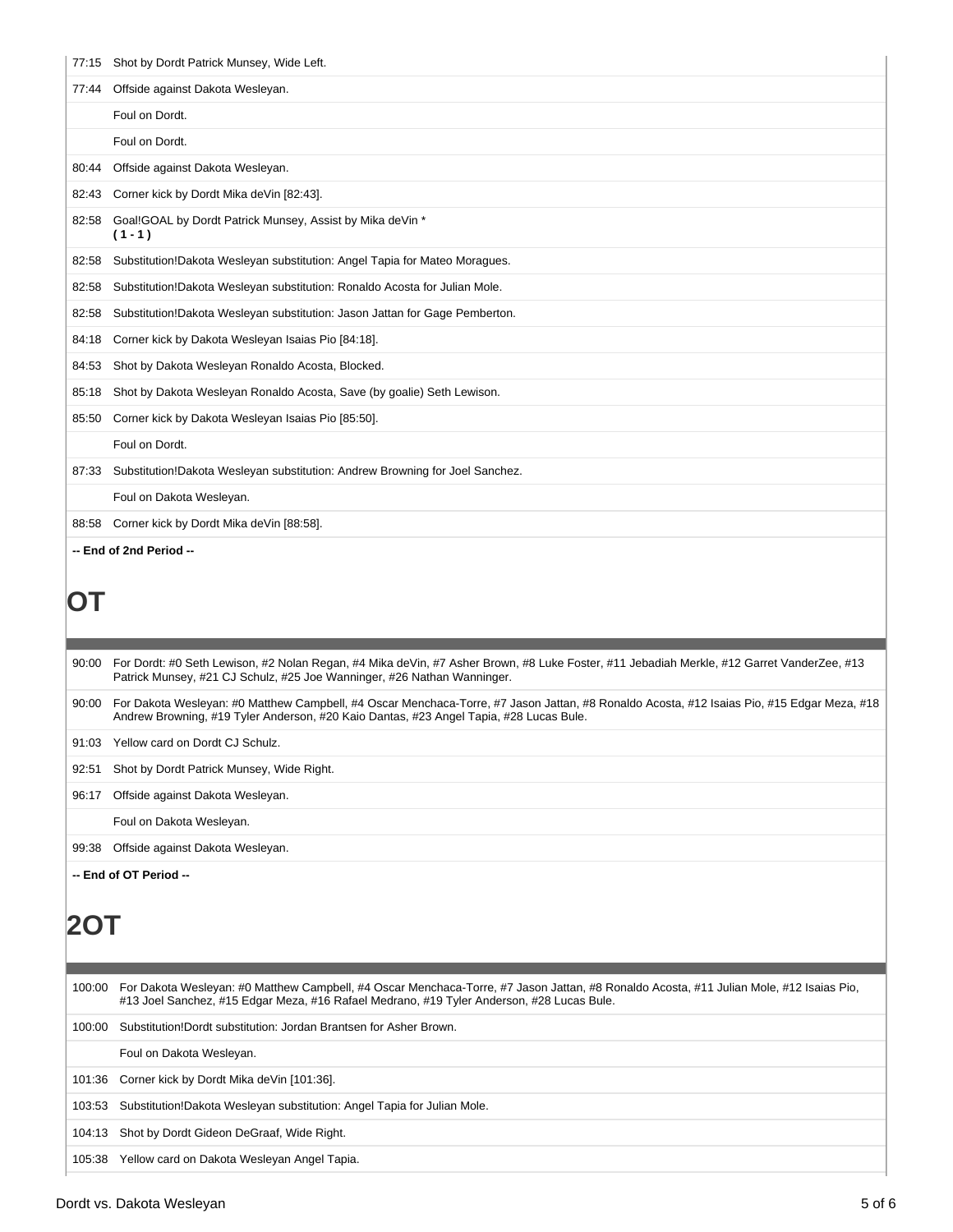| | |
|---|---|
| 77:15 | Shot by Dordt Patrick Munsey, Wide Left. |
| 77:44 | Offside against Dakota Wesleyan. |
| | Foul on Dordt. |
| | Foul on Dordt. |
| 80:44 | Offside against Dakota Wesleyan. |
| 82:43 | Corner kick by Dordt Mika deVin [82:43]. |
| 82:58 | Goal!GOAL by Dordt Patrick Munsey, Assist by Mika deVin * **( 1 - 1 )** |
| 82:58 | Substitution!Dakota Wesleyan substitution: Angel Tapia for Mateo Moragues. |
| 82:58 | Substitution!Dakota Wesleyan substitution: Ronaldo Acosta for Julian Mole. |
| 82:58 | Substitution!Dakota Wesleyan substitution: Jason Jattan for Gage Pemberton. |
| 84:18 | Corner kick by Dakota Wesleyan Isaias Pio [84:18]. |
| 84:53 | Shot by Dakota Wesleyan Ronaldo Acosta, Blocked. |
| 85:18 | Shot by Dakota Wesleyan Ronaldo Acosta, Save (by goalie) Seth Lewison. |
| 85:50 | Corner kick by Dakota Wesleyan Isaias Pio [85:50]. |
| | Foul on Dordt. |
| 87:33 | Substitution!Dakota Wesleyan substitution: Andrew Browning for Joel Sanchez. |
| | Foul on Dakota Wesleyan. |
| 88:58 | Corner kick by Dordt Mika deVin [88:58]. |

**-- End of 2nd Period --**

# OT

| | |
|---|---|
| 90:00 | For Dordt: #0 Seth Lewison, #2 Nolan Regan, #4 Mika deVin, #7 Asher Brown, #8 Luke Foster, #11 Jebadiah Merkle, #12 Garret VanderZee, #13 Patrick Munsey, #21 CJ Schulz, #25 Joe Wanninger, #26 Nathan Wanninger. |
| 90:00 | For Dakota Wesleyan: #0 Matthew Campbell, #4 Oscar Menchaca-Torre, #7 Jason Jattan, #8 Ronaldo Acosta, #12 Isaias Pio, #15 Edgar Meza, #18 Andrew Browning, #19 Tyler Anderson, #20 Kaio Dantas, #23 Angel Tapia, #28 Lucas Bule. |
| 91:03 | Yellow card on Dordt CJ Schulz. |
| 92:51 | Shot by Dordt Patrick Munsey, Wide Right. |
| 96:17 | Offside against Dakota Wesleyan. |
| | Foul on Dakota Wesleyan. |
| 99:38 | Offside against Dakota Wesleyan. |

**-- End of OT Period --**

# 2OT

| | |
|---|---|
| 100:00 | For Dakota Wesleyan: #0 Matthew Campbell, #4 Oscar Menchaca-Torre, #7 Jason Jattan, #8 Ronaldo Acosta, #11 Julian Mole, #12 Isaias Pio, #13 Joel Sanchez, #15 Edgar Meza, #16 Rafael Medrano, #19 Tyler Anderson, #28 Lucas Bule. |
| 100:00 | Substitution!Dordt substitution: Jordan Brantsen for Asher Brown. |
| | Foul on Dakota Wesleyan. |
| 101:36 | Corner kick by Dordt Mika deVin [101:36]. |
| 103:53 | Substitution!Dakota Wesleyan substitution: Angel Tapia for Julian Mole. |
| 104:13 | Shot by Dordt Gideon DeGraaf, Wide Right. |
| 105:38 | Yellow card on Dakota Wesleyan Angel Tapia. |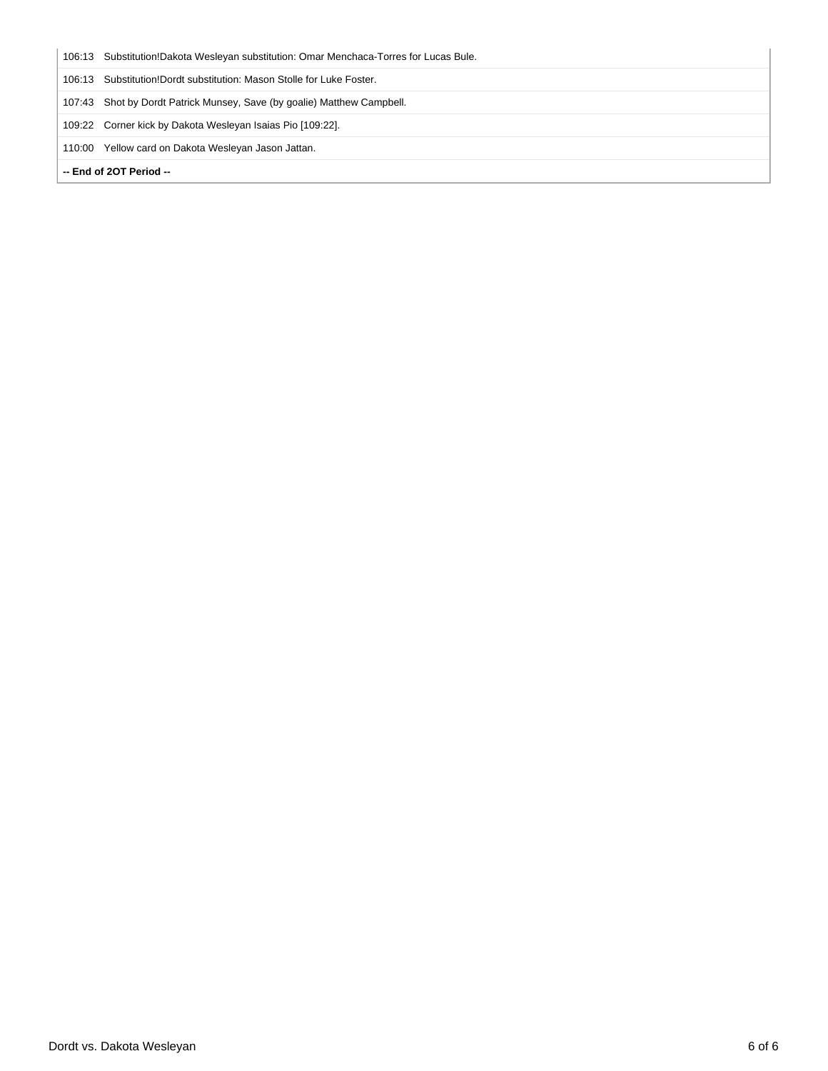| | |
|---|---|
| 106:13 | Substitution!Dakota Wesleyan substitution: Omar Menchaca-Torres for Lucas Bule. |
| 106:13 | Substitution!Dordt substitution: Mason Stolle for Luke Foster. |
| 107:43 | Shot by Dordt Patrick Munsey, Save (by goalie) Matthew Campbell. |
| 109:22 | Corner kick by Dakota Wesleyan Isaias Pio [109:22]. |
| 110:00 | Yellow card on Dakota Wesleyan Jason Jattan. |
| **-- End of 2OT Period --** | |